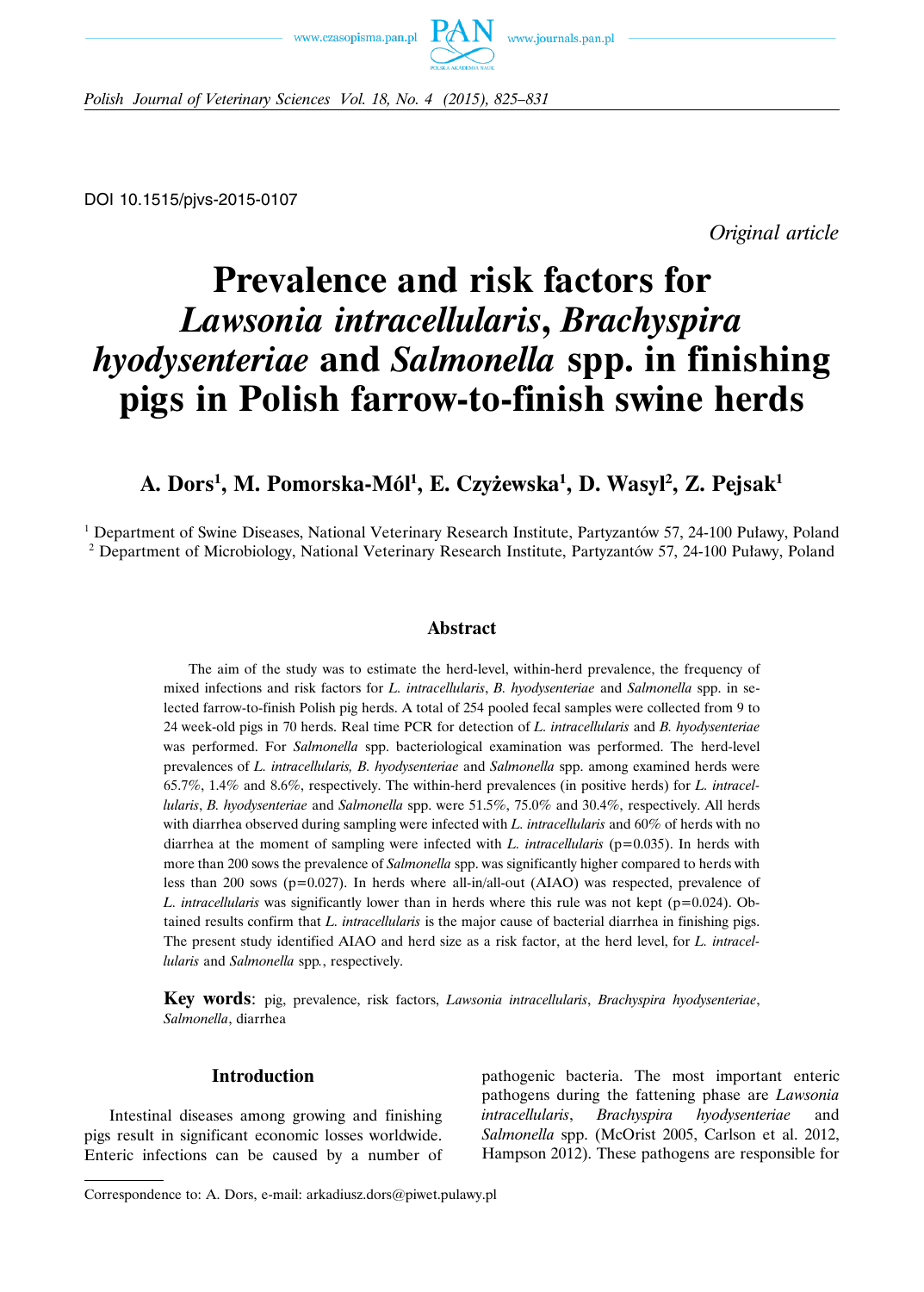DOI 10.1515/pjvs-2015-0107

*Original article*

# Prevalence and risk factors for *Lawsonia intracellularis*, *Brachyspira hyodysenteriae* and *Salmonella* spp. in finishing pigs in Polish farrow-to-finish swine herds

**A. Dors[1], M. Pomorska-Mól[1], E. Czyżewska[1], D. Wasyl[2], Z. Pejsak[1]**

[1] Department of Swine Diseases, National Veterinary Research Institute, Partyzantów 57, 24-100 Puławy, Poland
[2] Department of Microbiology, National Veterinary Research Institute, Partyzantów 57, 24-100 Puławy, Poland

## Abstract

The aim of the study was to estimate the herd-level, within-herd prevalence, the frequency of mixed infections and risk factors for *L. intracellularis*, *B. hyodysenteriae* and *Salmonella* spp. in selected farrow-to-finish Polish pig herds. A total of 254 pooled fecal samples were collected from 9 to 24 week-old pigs in 70 herds. Real time PCR for detection of *L. intracellularis* and *B. hyodysenteriae* was performed. For *Salmonella* spp. bacteriological examination was performed. The herd-level prevalences of *L. intracellularis, B. hyodysenteriae* and *Salmonella* spp. among examined herds were 65.7%, 1.4% and 8.6%, respectively. The within-herd prevalences (in positive herds) for *L. intracellularis*, *B. hyodysenteriae* and *Salmonella* spp. were 51.5%, 75.0% and 30.4%, respectively. All herds with diarrhea observed during sampling were infected with *L. intracellularis* and 60% of herds with no diarrhea at the moment of sampling were infected with *L. intracellularis* ($p=0.035$). In herds with more than 200 sows the prevalence of *Salmonella* spp. was significantly higher compared to herds with less than 200 sows ($p=0.027$). In herds where all-in/all-out (AIAO) was respected, prevalence of *L. intracellularis* was significantly lower than in herds where this rule was not kept ($p=0.024$). Obtained results confirm that *L. intracellularis* is the major cause of bacterial diarrhea in finishing pigs. The present study identified AIAO and herd size as a risk factor, at the herd level, for *L. intracellularis* and *Salmonella* spp., respectively.

**Key words**: pig, prevalence, risk factors, *Lawsonia intracellularis*, *Brachyspira hyodysenteriae*, *Salmonella*, diarrhea

## Introduction

Intestinal diseases among growing and finishing pigs result in significant economic losses worldwide. Enteric infections can be caused by a number of pathogenic bacteria. The most important enteric pathogens during the fattening phase are *Lawsonia intracellularis*, *Brachyspira hyodysenteriae* and *Salmonella* spp. (McOrist 2005, Carlson et al. 2012, Hampson 2012). These pathogens are responsible for

Correspondence to: A. Dors, e-mail: arkadiusz.dors@piwet.pulawy.pl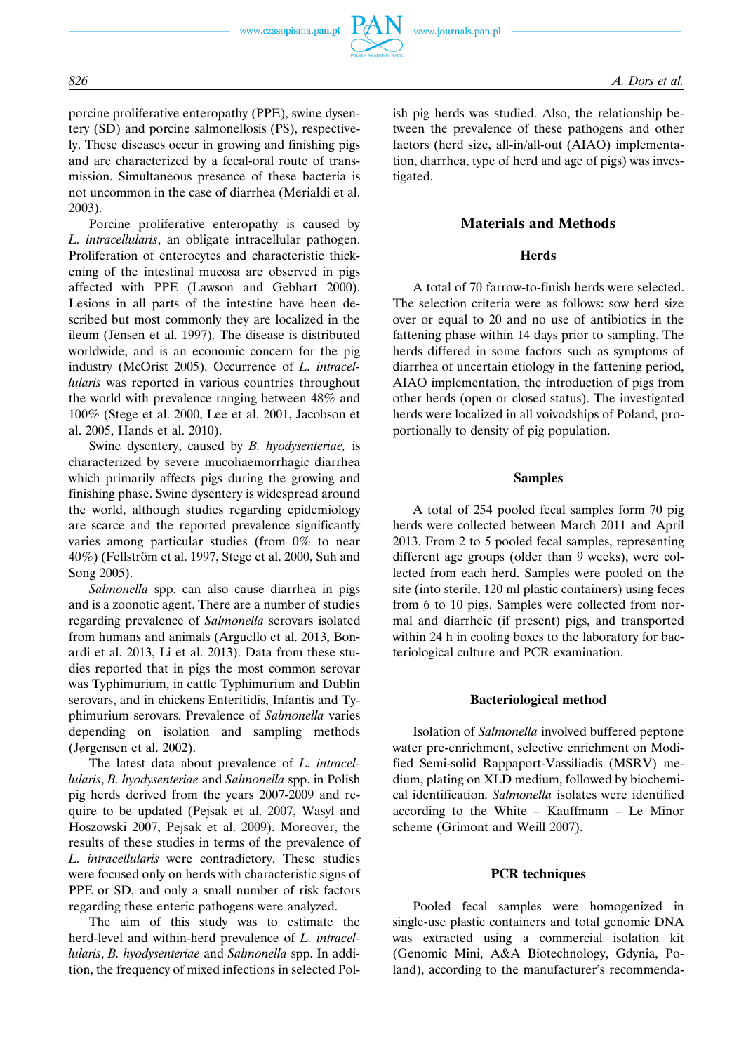porcine proliferative enteropathy (PPE), swine dysentery (SD) and porcine salmonellosis (PS), respectively. These diseases occur in growing and finishing pigs and are characterized by a fecal-oral route of transmission. Simultaneous presence of these bacteria is not uncommon in the case of diarrhea (Merialdi et al. 2003).

Porcine proliferative enteropathy is caused by *L. intracellularis*, an obligate intracellular pathogen. Proliferation of enterocytes and characteristic thickening of the intestinal mucosa are observed in pigs affected with PPE (Lawson and Gebhart 2000). Lesions in all parts of the intestine have been described but most commonly they are localized in the ileum (Jensen et al. 1997). The disease is distributed worldwide, and is an economic concern for the pig industry (McOrist 2005). Occurrence of *L. intracellularis* was reported in various countries throughout the world with prevalence ranging between 48% and 100% (Stege et al. 2000, Lee et al. 2001, Jacobson et al. 2005, Hands et al. 2010).

Swine dysentery, caused by *B. hyodysenteriae,* is characterized by severe mucohaemorrhagic diarrhea which primarily affects pigs during the growing and finishing phase. Swine dysentery is widespread around the world, although studies regarding epidemiology are scarce and the reported prevalence significantly varies among particular studies (from 0% to near 40%) (Fellström et al. 1997, Stege et al. 2000, Suh and Song 2005).

*Salmonella* spp. can also cause diarrhea in pigs and is a zoonotic agent. There are a number of studies regarding prevalence of *Salmonella* serovars isolated from humans and animals (Arguello et al. 2013, Bonardi et al. 2013, Li et al. 2013). Data from these studies reported that in pigs the most common serovar was Typhimurium, in cattle Typhimurium and Dublin serovars, and in chickens Enteritidis, Infantis and Typhimurium serovars. Prevalence of *Salmonella* varies depending on isolation and sampling methods (Jørgensen et al. 2002).

The latest data about prevalence of *L. intracellularis*, *B. hyodysenteriae* and *Salmonella* spp. in Polish pig herds derived from the years 2007-2009 and require to be updated (Pejsak et al. 2007, Wasyl and Hoszowski 2007, Pejsak et al. 2009). Moreover, the results of these studies in terms of the prevalence of *L. intracellularis* were contradictory. These studies were focused only on herds with characteristic signs of PPE or SD, and only a small number of risk factors regarding these enteric pathogens were analyzed.

The aim of this study was to estimate the herd-level and within-herd prevalence of *L. intracellularis*, *B. hyodysenteriae* and *Salmonella* spp. In addition, the frequency of mixed infections in selected Polish pig herds was studied. Also, the relationship between the prevalence of these pathogens and other factors (herd size, all-in/all-out (AIAO) implementation, diarrhea, type of herd and age of pigs) was investigated.

## Materials and Methods

### Herds

A total of 70 farrow-to-finish herds were selected. The selection criteria were as follows: sow herd size over or equal to 20 and no use of antibiotics in the fattening phase within 14 days prior to sampling. The herds differed in some factors such as symptoms of diarrhea of uncertain etiology in the fattening period, AIAO implementation, the introduction of pigs from other herds (open or closed status). The investigated herds were localized in all voivodships of Poland, proportionally to density of pig population.

### Samples

A total of 254 pooled fecal samples form 70 pig herds were collected between March 2011 and April 2013. From 2 to 5 pooled fecal samples, representing different age groups (older than 9 weeks), were collected from each herd. Samples were pooled on the site (into sterile, 120 ml plastic containers) using feces from 6 to 10 pigs. Samples were collected from normal and diarrheic (if present) pigs, and transported within 24 h in cooling boxes to the laboratory for bacteriological culture and PCR examination.

### Bacteriological method

Isolation of *Salmonella* involved buffered peptone water pre-enrichment, selective enrichment on Modified Semi-solid Rappaport-Vassiliadis (MSRV) medium, plating on XLD medium, followed by biochemical identification. *Salmonella* isolates were identified according to the White – Kauffmann – Le Minor scheme (Grimont and Weill 2007).

### PCR techniques

Pooled fecal samples were homogenized in single-use plastic containers and total genomic DNA was extracted using a commercial isolation kit (Genomic Mini, A&A Biotechnology, Gdynia, Poland), according to the manufacturer's recommenda-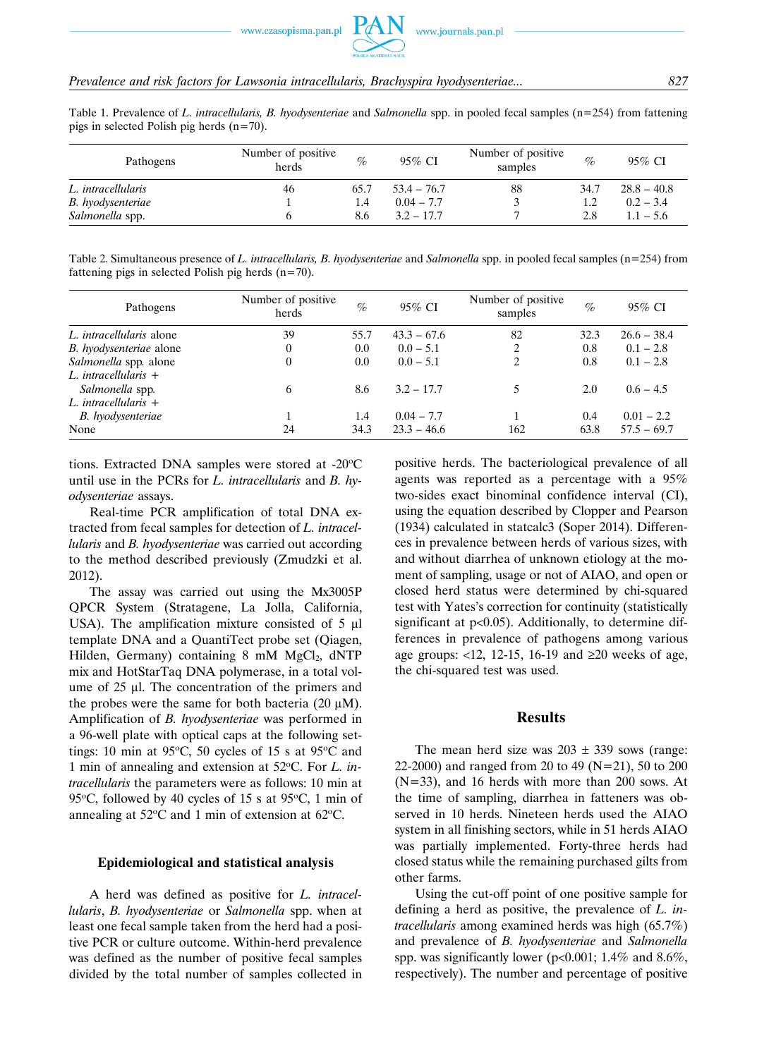Table 1. Prevalence of *L. intracellularis, B. hyodysenteriae* and *Salmonella* spp. in pooled fecal samples (n=254) from fattening pigs in selected Polish pig herds (n=70).

| Pathogens | Number of positive herds | % | 95% CI | Number of positive samples | % | 95% CI |
|---|---|---|---|---|---|---|
| *L. intracellularis* | 46 | 65.7 | 53.4 – 76.7 | 88 | 34.7 | 28.8 – 40.8 |
| *B. hyodysenteriae* | 1 | 1.4 | 0.04 – 7.7 | 3 | 1.2 | 0.2 – 3.4 |
| *Salmonella* spp. | 6 | 8.6 | 3.2 – 17.7 | 7 | 2.8 | 1.1 – 5.6 |

Table 2. Simultaneous presence of *L. intracellularis, B. hyodysenteriae* and *Salmonella* spp. in pooled fecal samples (n=254) from fattening pigs in selected Polish pig herds (n=70).

| Pathogens | Number of positive herds | % | 95% CI | Number of positive samples | % | 95% CI |
|---|---|---|---|---|---|---|
| *L. intracellularis* alone | 39 | 55.7 | 43.3 – 67.6 | 82 | 32.3 | 26.6 – 38.4 |
| *B. hyodysenteriae* alone | 0 | 0.0 | 0.0 – 5.1 | 2 | 0.8 | 0.1 – 2.8 |
| *Salmonella* spp. alone | 0 | 0.0 | 0.0 – 5.1 | 2 | 0.8 | 0.1 – 2.8 |
| *L. intracellularis* + *Salmonella* spp. | 6 | 8.6 | 3.2 – 17.7 | 5 | 2.0 | 0.6 – 4.5 |
| *L. intracellularis* + *B. hyodysenteriae* | 1 | 1.4 | 0.04 – 7.7 | 1 | 0.4 | 0.01 – 2.2 |
| None | 24 | 34.3 | 23.3 – 46.6 | 162 | 63.8 | 57.5 – 69.7 |

tions. Extracted DNA samples were stored at -20°C until use in the PCRs for *L. intracellularis* and *B. hyodysenteriae* assays.

Real-time PCR amplification of total DNA extracted from fecal samples for detection of *L. intracellularis* and *B. hyodysenteriae* was carried out according to the method described previously (Zmudzki et al. 2012).

The assay was carried out using the Mx3005P QPCR System (Stratagene, La Jolla, California, USA). The amplification mixture consisted of 5 µl template DNA and a QuantiTect probe set (Qiagen, Hilden, Germany) containing 8 mM $MgCl_2$, dNTP mix and HotStarTaq DNA polymerase, in a total volume of 25 µl. The concentration of the primers and the probes were the same for both bacteria (20 µM). Amplification of *B. hyodysenteriae* was performed in a 96-well plate with optical caps at the following settings: 10 min at 95°C, 50 cycles of 15 s at 95°C and 1 min of annealing and extension at 52°C. For *L. intracellularis* the parameters were as follows: 10 min at 95°C, followed by 40 cycles of 15 s at 95°C, 1 min of annealing at 52°C and 1 min of extension at 62°C.

### Epidemiological and statistical analysis

A herd was defined as positive for *L. intracellularis*, *B. hyodysenteriae* or *Salmonella* spp. when at least one fecal sample taken from the herd had a positive PCR or culture outcome. Within-herd prevalence was defined as the number of positive fecal samples divided by the total number of samples collected in positive herds. The bacteriological prevalence of all agents was reported as a percentage with a 95% two-sides exact binominal confidence interval (CI), using the equation described by Clopper and Pearson (1934) calculated in statcalc3 (Soper 2014). Differences in prevalence between herds of various sizes, with and without diarrhea of unknown etiology at the moment of sampling, usage or not of AIAO, and open or closed herd status were determined by chi-squared test with Yates's correction for continuity (statistically significant at $p<0.05$). Additionally, to determine differences in prevalence of pathogens among various age groups: <12, 12-15, 16-19 and ≥20 weeks of age, the chi-squared test was used.

## Results

The mean herd size was 203 ± 339 sows (range: 22-2000) and ranged from 20 to 49 (N=21), 50 to 200 (N=33), and 16 herds with more than 200 sows. At the time of sampling, diarrhea in fatteners was observed in 10 herds. Nineteen herds used the AIAO system in all finishing sectors, while in 51 herds AIAO was partially implemented. Forty-three herds had closed status while the remaining purchased gilts from other farms.

Using the cut-off point of one positive sample for defining a herd as positive, the prevalence of *L. intracellularis* among examined herds was high (65.7%) and prevalence of *B. hyodysenteriae* and *Salmonella* spp. was significantly lower ($p<0.001$; 1.4% and 8.6%, respectively). The number and percentage of positive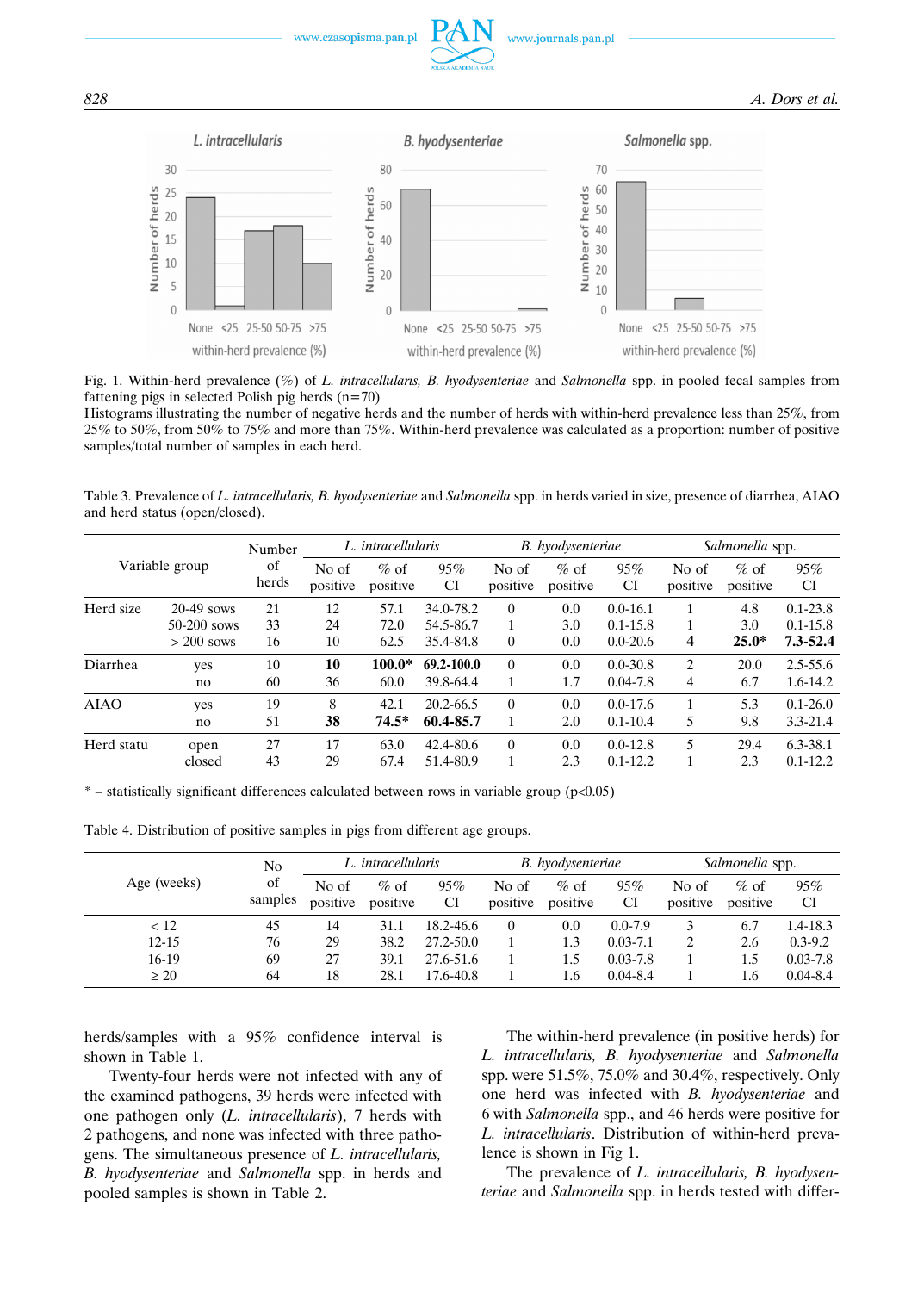Fig. 1. Within-herd prevalence (%) of *L. intracellularis, B. hyodysenteriae* and *Salmonella* spp. in pooled fecal samples from fattening pigs in selected Polish pig herds (n=70)
Histograms illustrating the number of negative herds and the number of herds with within-herd prevalence less than 25%, from 25% to 50%, from 50% to 75% and more than 75%. Within-herd prevalence was calculated as a proportion: number of positive samples/total number of samples in each herd.

Table 3. Prevalence of *L. intracellularis, B. hyodysenteriae* and *Salmonella* spp. in herds varied in size, presence of diarrhea, AIAO and herd status (open/closed).

| Variable group | | Number of herds | *L. intracellularis* | | | *B. hyodysenteriae* | | | *Salmonella* spp. | | |
|---|---|---|---|---|---|---|---|---|---|---|---|
| | | | No of positive | % of positive | 95% CI | No of positive | % of positive | 95% CI | No of positive | % of positive | 95% CI |
| Herd size | 20-49 sows | 21 | 12 | 57.1 | 34.0-78.2 | 0 | 0.0 | 0.0-16.1 | 1 | 4.8 | 0.1-23.8 |
| | 50-200 sows | 33 | 24 | 72.0 | 54.5-86.7 | 1 | 3.0 | 0.1-15.8 | 1 | 3.0 | 0.1-15.8 |
| | > 200 sows | 16 | 10 | 62.5 | 35.4-84.8 | 0 | 0.0 | 0.0-20.6 | **4** | **25.0*** | **7.3-52.4** |
| Diarrhea | yes | 10 | **10** | **100.0*** | **69.2-100.0** | 0 | 0.0 | 0.0-30.8 | 2 | 20.0 | 2.5-55.6 |
| | no | 60 | 36 | 60.0 | 39.8-64.4 | 1 | 1.7 | 0.04-7.8 | 4 | 6.7 | 1.6-14.2 |
| AIAO | yes | 19 | 8 | 42.1 | 20.2-66.5 | 0 | 0.0 | 0.0-17.6 | 1 | 5.3 | 0.1-26.0 |
| | no | 51 | **38** | **74.5*** | **60.4-85.7** | 1 | 2.0 | 0.1-10.4 | 5 | 9.8 | 3.3-21.4 |
| Herd statu | open | 27 | 17 | 63.0 | 42.4-80.6 | 0 | 0.0 | 0.0-12.8 | 5 | 29.4 | 6.3-38.1 |
| | closed | 43 | 29 | 67.4 | 51.4-80.9 | 1 | 2.3 | 0.1-12.2 | 1 | 2.3 | 0.1-12.2 |

* – statistically significant differences calculated between rows in variable group ($p<0.05$)

Table 4. Distribution of positive samples in pigs from different age groups.

| Age (weeks) | No of samples | *L. intracellularis* | | | *B. hyodysenteriae* | | | *Salmonella* spp. | | |
|---|---|---|---|---|---|---|---|---|---|---|
| | | No of positive | % of positive | 95% CI | No of positive | % of positive | 95% CI | No of positive | % of positive | 95% CI |
| < 12 | 45 | 14 | 31.1 | 18.2-46.6 | 0 | 0.0 | 0.0-7.9 | 3 | 6.7 | 1.4-18.3 |
| 12-15 | 76 | 29 | 38.2 | 27.2-50.0 | 1 | 1.3 | 0.03-7.1 | 2 | 2.6 | 0.3-9.2 |
| 16-19 | 69 | 27 | 39.1 | 27.6-51.6 | 1 | 1.5 | 0.03-7.8 | 1 | 1.5 | 0.03-7.8 |
| ≥ 20 | 64 | 18 | 28.1 | 17.6-40.8 | 1 | 1.6 | 0.04-8.4 | 1 | 1.6 | 0.04-8.4 |

herds/samples with a 95% confidence interval is shown in Table 1.

Twenty-four herds were not infected with any of the examined pathogens, 39 herds were infected with one pathogen only (*L. intracellularis*), 7 herds with 2 pathogens, and none was infected with three pathogens. The simultaneous presence of *L. intracellularis, B. hyodysenteriae* and *Salmonella* spp. in herds and pooled samples is shown in Table 2.

The within-herd prevalence (in positive herds) for *L. intracellularis, B. hyodysenteriae* and *Salmonella* spp. were 51.5%, 75.0% and 30.4%, respectively. Only one herd was infected with *B. hyodysenteriae* and 6 with *Salmonella* spp., and 46 herds were positive for *L. intracellularis*. Distribution of within-herd prevalence is shown in Fig 1.

The prevalence of *L. intracellularis, B. hyodysenteriae* and *Salmonella* spp. in herds tested with differ-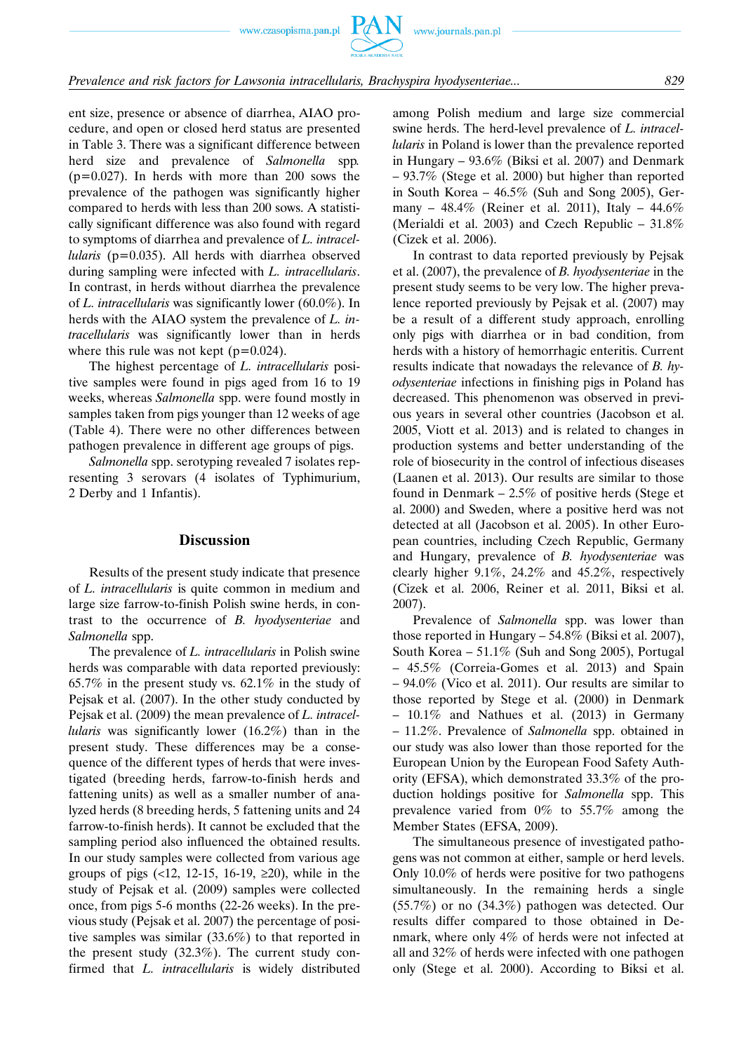ent size, presence or absence of diarrhea, AIAO procedure, and open or closed herd status are presented in Table 3. There was a significant difference between herd size and prevalence of *Salmonella* spp. (p=0.027). In herds with more than 200 sows the prevalence of the pathogen was significantly higher compared to herds with less than 200 sows. A statistically significant difference was also found with regard to symptoms of diarrhea and prevalence of *L. intracellularis* (p=0.035). All herds with diarrhea observed during sampling were infected with *L. intracellularis*. In contrast, in herds without diarrhea the prevalence of *L. intracellularis* was significantly lower (60.0%). In herds with the AIAO system the prevalence of *L. intracellularis* was significantly lower than in herds where this rule was not kept (p=0.024).

The highest percentage of *L. intracellularis* positive samples were found in pigs aged from 16 to 19 weeks, whereas *Salmonella* spp. were found mostly in samples taken from pigs younger than 12 weeks of age (Table 4). There were no other differences between pathogen prevalence in different age groups of pigs.

*Salmonella* spp. serotyping revealed 7 isolates representing 3 serovars (4 isolates of Typhimurium, 2 Derby and 1 Infantis).

## Discussion

Results of the present study indicate that presence of *L. intracellularis* is quite common in medium and large size farrow-to-finish Polish swine herds, in contrast to the occurrence of *B. hyodysenteriae* and *Salmonella* spp.

The prevalence of *L. intracellularis* in Polish swine herds was comparable with data reported previously: 65.7% in the present study vs. 62.1% in the study of Pejsak et al. (2007). In the other study conducted by Pejsak et al. (2009) the mean prevalence of *L. intracellularis* was significantly lower (16.2%) than in the present study. These differences may be a consequence of the different types of herds that were investigated (breeding herds, farrow-to-finish herds and fattening units) as well as a smaller number of analyzed herds (8 breeding herds, 5 fattening units and 24 farrow-to-finish herds). It cannot be excluded that the sampling period also influenced the obtained results. In our study samples were collected from various age groups of pigs (<12, 12-15, 16-19, ≥20), while in the study of Pejsak et al. (2009) samples were collected once, from pigs 5-6 months (22-26 weeks). In the previous study (Pejsak et al. 2007) the percentage of positive samples was similar (33.6%) to that reported in the present study (32.3%). The current study confirmed that *L. intracellularis* is widely distributed among Polish medium and large size commercial swine herds. The herd-level prevalence of *L. intracellularis* in Poland is lower than the prevalence reported in Hungary – 93.6% (Biksi et al. 2007) and Denmark – 93.7% (Stege et al. 2000) but higher than reported in South Korea – 46.5% (Suh and Song 2005), Germany – 48.4% (Reiner et al. 2011), Italy – 44.6% (Merialdi et al. 2003) and Czech Republic – 31.8% (Cizek et al. 2006).

In contrast to data reported previously by Pejsak et al. (2007), the prevalence of *B. hyodysenteriae* in the present study seems to be very low. The higher prevalence reported previously by Pejsak et al. (2007) may be a result of a different study approach, enrolling only pigs with diarrhea or in bad condition, from herds with a history of hemorrhagic enteritis. Current results indicate that nowadays the relevance of *B. hyodysenteriae* infections in finishing pigs in Poland has decreased. This phenomenon was observed in previous years in several other countries (Jacobson et al. 2005, Viott et al. 2013) and is related to changes in production systems and better understanding of the role of biosecurity in the control of infectious diseases (Laanen et al. 2013). Our results are similar to those found in Denmark – 2.5% of positive herds (Stege et al. 2000) and Sweden, where a positive herd was not detected at all (Jacobson et al. 2005). In other European countries, including Czech Republic, Germany and Hungary, prevalence of *B. hyodysenteriae* was clearly higher 9.1%, 24.2% and 45.2%, respectively (Cizek et al. 2006, Reiner et al. 2011, Biksi et al. 2007).

Prevalence of *Salmonella* spp. was lower than those reported in Hungary – 54.8% (Biksi et al. 2007), South Korea – 51.1% (Suh and Song 2005), Portugal – 45.5% (Correia-Gomes et al. 2013) and Spain – 94.0% (Vico et al. 2011). Our results are similar to those reported by Stege et al. (2000) in Denmark – 10.1% and Nathues et al. (2013) in Germany – 11.2%. Prevalence of *Salmonella* spp. obtained in our study was also lower than those reported for the European Union by the European Food Safety Authority (EFSA), which demonstrated 33.3% of the production holdings positive for *Salmonella* spp. This prevalence varied from 0% to 55.7% among the Member States (EFSA, 2009).

The simultaneous presence of investigated pathogens was not common at either, sample or herd levels. Only 10.0% of herds were positive for two pathogens simultaneously. In the remaining herds a single (55.7%) or no (34.3%) pathogen was detected. Our results differ compared to those obtained in Denmark, where only 4% of herds were not infected at all and 32% of herds were infected with one pathogen only (Stege et al. 2000). According to Biksi et al.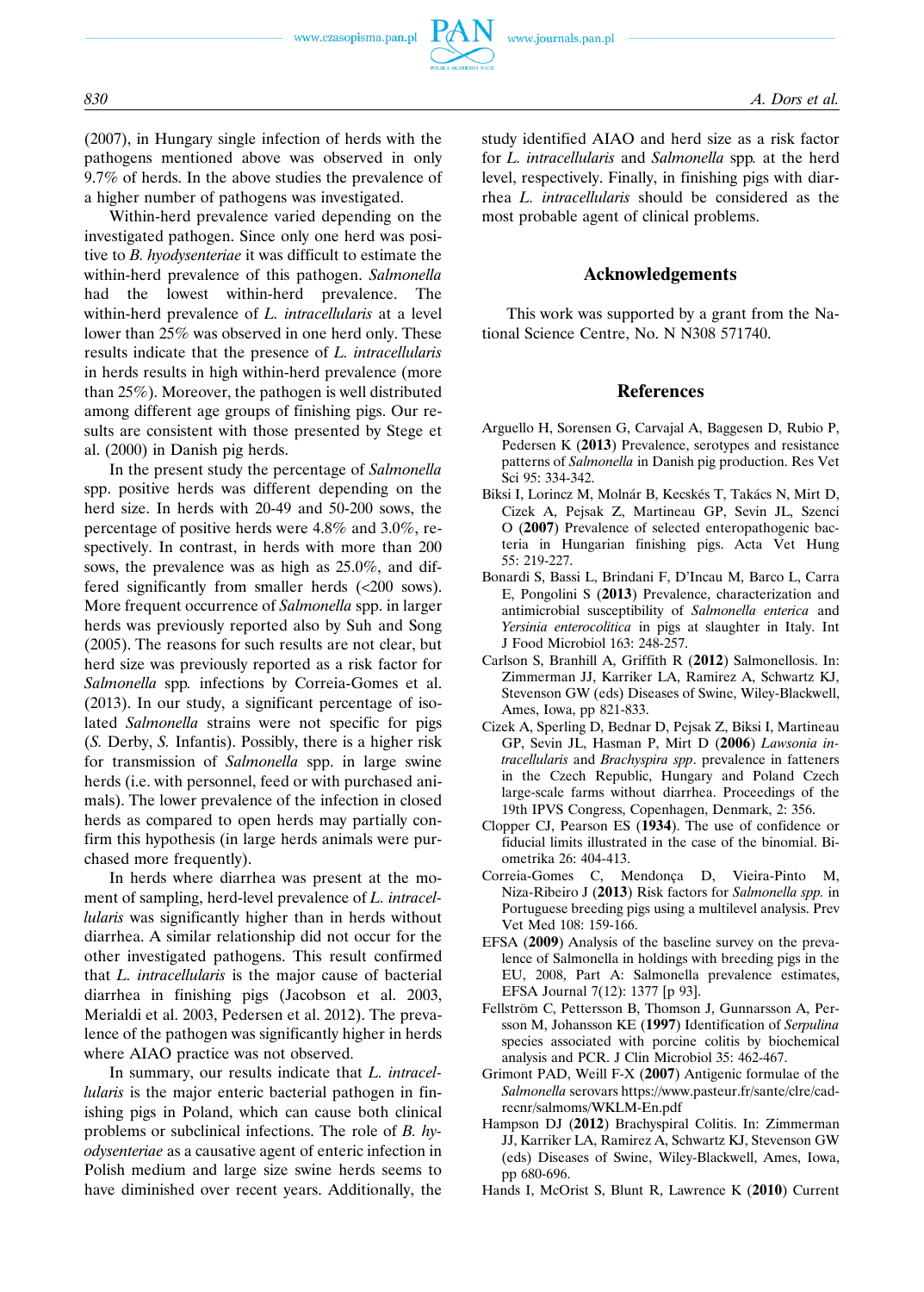(2007), in Hungary single infection of herds with the pathogens mentioned above was observed in only 9.7% of herds. In the above studies the prevalence of a higher number of pathogens was investigated.

Within-herd prevalence varied depending on the investigated pathogen. Since only one herd was positive to *B. hyodysenteriae* it was difficult to estimate the within-herd prevalence of this pathogen. *Salmonella* had the lowest within-herd prevalence. The within-herd prevalence of *L. intracellularis* at a level lower than 25% was observed in one herd only. These results indicate that the presence of *L. intracellularis* in herds results in high within-herd prevalence (more than 25%). Moreover, the pathogen is well distributed among different age groups of finishing pigs. Our results are consistent with those presented by Stege et al. (2000) in Danish pig herds.

In the present study the percentage of *Salmonella* spp. positive herds was different depending on the herd size. In herds with 20-49 and 50-200 sows, the percentage of positive herds were 4.8% and 3.0%, respectively. In contrast, in herds with more than 200 sows, the prevalence was as high as 25.0%, and differed significantly from smaller herds (<200 sows). More frequent occurrence of *Salmonella* spp. in larger herds was previously reported also by Suh and Song (2005). The reasons for such results are not clear, but herd size was previously reported as a risk factor for *Salmonella* spp. infections by Correia-Gomes et al. (2013). In our study, a significant percentage of isolated *Salmonella* strains were not specific for pigs (*S.* Derby, *S.* Infantis). Possibly, there is a higher risk for transmission of *Salmonella* spp. in large swine herds (i.e. with personnel, feed or with purchased animals). The lower prevalence of the infection in closed herds as compared to open herds may partially confirm this hypothesis (in large herds animals were purchased more frequently).

In herds where diarrhea was present at the moment of sampling, herd-level prevalence of *L. intracellularis* was significantly higher than in herds without diarrhea. A similar relationship did not occur for the other investigated pathogens. This result confirmed that *L. intracellularis* is the major cause of bacterial diarrhea in finishing pigs (Jacobson et al. 2003, Merialdi et al. 2003, Pedersen et al. 2012). The prevalence of the pathogen was significantly higher in herds where AIAO practice was not observed.

In summary, our results indicate that *L. intracellularis* is the major enteric bacterial pathogen in finishing pigs in Poland, which can cause both clinical problems or subclinical infections. The role of *B. hyodysenteriae* as a causative agent of enteric infection in Polish medium and large size swine herds seems to have diminished over recent years. Additionally, the study identified AIAO and herd size as a risk factor for *L. intracellularis* and *Salmonella* spp. at the herd level, respectively. Finally, in finishing pigs with diarrhea *L. intracellularis* should be considered as the most probable agent of clinical problems.

## Acknowledgements

This work was supported by a grant from the National Science Centre, No. N N308 571740.

## References

Arguello H, Sorensen G, Carvajal A, Baggesen D, Rubio P, Pedersen K (**2013**) Prevalence, serotypes and resistance patterns of *Salmonella* in Danish pig production. Res Vet Sci 95: 334-342.

Biksi I, Lorincz M, Molnár B, Kecskés T, Takács N, Mirt D, Cizek A, Pejsak Z, Martineau GP, Sevin JL, Szenci O (**2007**) Prevalence of selected enteropathogenic bacteria in Hungarian finishing pigs. Acta Vet Hung 55: 219-227.

Bonardi S, Bassi L, Brindani F, D'Incau M, Barco L, Carra E, Pongolini S (**2013**) Prevalence, characterization and antimicrobial susceptibility of *Salmonella enterica* and *Yersinia enterocolitica* in pigs at slaughter in Italy. Int J Food Microbiol 163: 248-257.

Carlson S, Branhill A, Griffith R (**2012**) Salmonellosis. In: Zimmerman JJ, Karriker LA, Ramirez A, Schwartz KJ, Stevenson GW (eds) Diseases of Swine, Wiley-Blackwell, Ames, Iowa, pp 821-833.

Cizek A, Sperling D, Bednar D, Pejsak Z, Biksi I, Martineau GP, Sevin JL, Hasman P, Mirt D (**2006**) *Lawsonia intracellularis* and *Brachyspira spp*. prevalence in fatteners in the Czech Republic, Hungary and Poland Czech large-scale farms without diarrhea. Proceedings of the 19th IPVS Congress, Copenhagen, Denmark, 2: 356.

Clopper CJ, Pearson ES (**1934**). The use of confidence or fiducial limits illustrated in the case of the binomial. Biometrika 26: 404-413.

Correia-Gomes C, Mendonça D, Vieira-Pinto M, Niza-Ribeiro J (**2013**) Risk factors for *Salmonella spp.* in Portuguese breeding pigs using a multilevel analysis. Prev Vet Med 108: 159-166.

EFSA (**2009**) Analysis of the baseline survey on the prevalence of Salmonella in holdings with breeding pigs in the EU, 2008, Part A: Salmonella prevalence estimates, EFSA Journal 7(12): 1377 [p 93].

Fellström C, Pettersson B, Thomson J, Gunnarsson A, Persson M, Johansson KE (**1997**) Identification of *Serpulina* species associated with porcine colitis by biochemical analysis and PCR. J Clin Microbiol 35: 462-467.

Grimont PAD, Weill F-X (**2007**) Antigenic formulae of the *Salmonella* serovars https://www.pasteur.fr/sante/clre/cadrecnr/salmoms/WKLM-En.pdf

Hampson DJ (**2012**) Brachyspiral Colitis. In: Zimmerman JJ, Karriker LA, Ramirez A, Schwartz KJ, Stevenson GW (eds) Diseases of Swine, Wiley-Blackwell, Ames, Iowa, pp 680-696.

Hands I, McOrist S, Blunt R, Lawrence K (**2010**) Current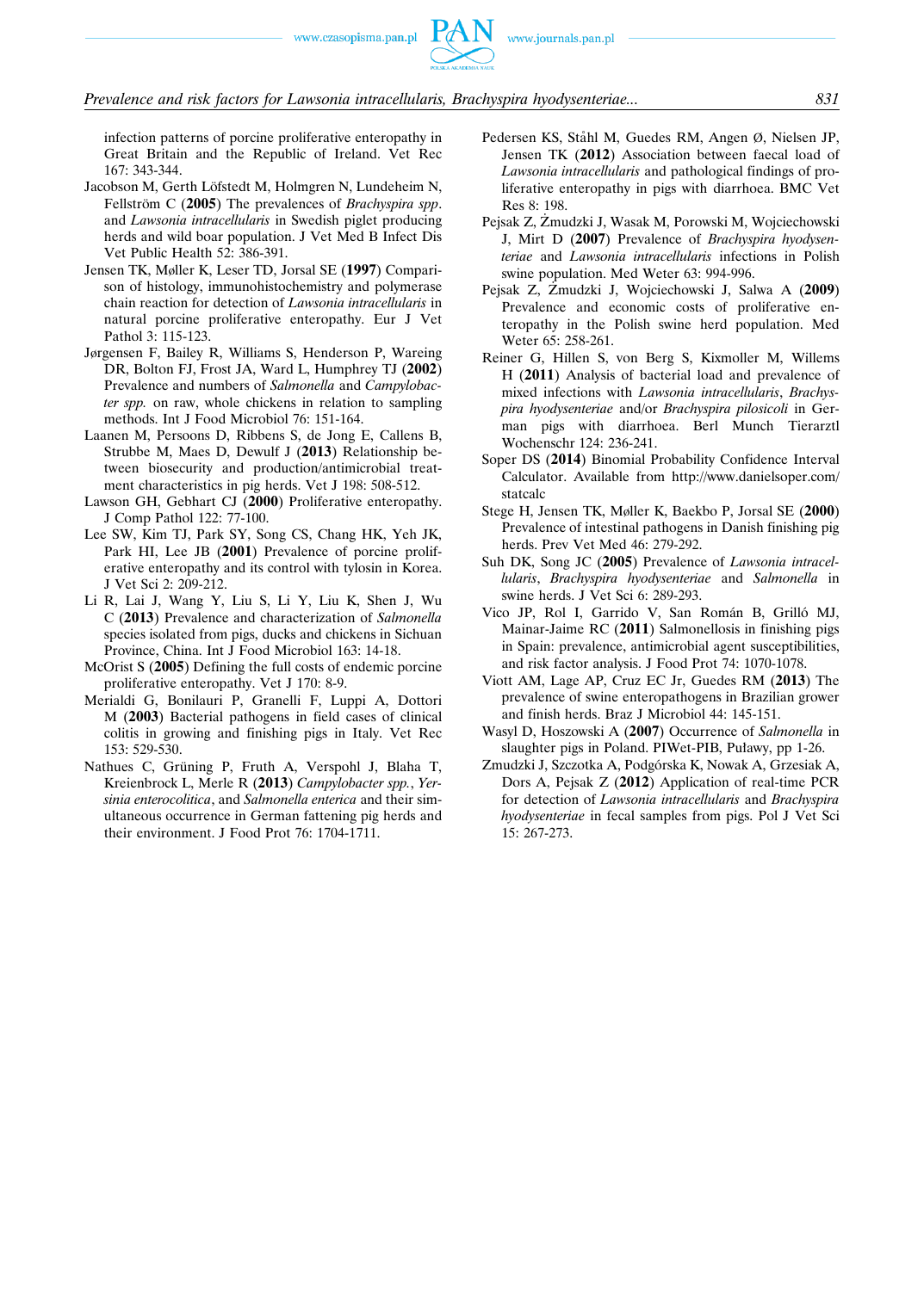infection patterns of porcine proliferative enteropathy in Great Britain and the Republic of Ireland. Vet Rec 167: 343-344.

Jacobson M, Gerth Löfstedt M, Holmgren N, Lundeheim N, Fellström C (**2005**) The prevalences of *Brachyspira spp*. and *Lawsonia intracellularis* in Swedish piglet producing herds and wild boar population. J Vet Med B Infect Dis Vet Public Health 52: 386-391.

Jensen TK, Møller K, Leser TD, Jorsal SE (**1997**) Comparison of histology, immunohistochemistry and polymerase chain reaction for detection of *Lawsonia intracellularis* in natural porcine proliferative enteropathy. Eur J Vet Pathol 3: 115-123.

Jørgensen F, Bailey R, Williams S, Henderson P, Wareing DR, Bolton FJ, Frost JA, Ward L, Humphrey TJ (**2002**) Prevalence and numbers of *Salmonella* and *Campylobacter spp.* on raw, whole chickens in relation to sampling methods. Int J Food Microbiol 76: 151-164.

Laanen M, Persoons D, Ribbens S, de Jong E, Callens B, Strubbe M, Maes D, Dewulf J (**2013**) Relationship between biosecurity and production/antimicrobial treatment characteristics in pig herds. Vet J 198: 508-512.

Lawson GH, Gebhart CJ (**2000**) Proliferative enteropathy. J Comp Pathol 122: 77-100.

Lee SW, Kim TJ, Park SY, Song CS, Chang HK, Yeh JK, Park HI, Lee JB (**2001**) Prevalence of porcine proliferative enteropathy and its control with tylosin in Korea. J Vet Sci 2: 209-212.

Li R, Lai J, Wang Y, Liu S, Li Y, Liu K, Shen J, Wu C (**2013**) Prevalence and characterization of *Salmonella* species isolated from pigs, ducks and chickens in Sichuan Province, China. Int J Food Microbiol 163: 14-18.

McOrist S (**2005**) Defining the full costs of endemic porcine proliferative enteropathy. Vet J 170: 8-9.

Merialdi G, Bonilauri P, Granelli F, Luppi A, Dottori M (**2003**) Bacterial pathogens in field cases of clinical colitis in growing and finishing pigs in Italy. Vet Rec 153: 529-530.

Nathues C, Grüning P, Fruth A, Verspohl J, Blaha T, Kreienbrock L, Merle R (**2013**) *Campylobacter spp.*, *Yersinia enterocolitica*, and *Salmonella enterica* and their simultaneous occurrence in German fattening pig herds and their environment. J Food Prot 76: 1704-1711.

Pedersen KS, Ståhl M, Guedes RM, Angen Ø, Nielsen JP, Jensen TK (**2012**) Association between faecal load of *Lawsonia intracellularis* and pathological findings of proliferative enteropathy in pigs with diarrhoea. BMC Vet Res 8: 198.

Pejsak Z, Żmudzki J, Wasak M, Porowski M, Wojciechowski J, Mirt D (**2007**) Prevalence of *Brachyspira hyodysenteriae* and *Lawsonia intracellularis* infections in Polish swine population. Med Weter 63: 994-996.

Pejsak Z, Żmudzki J, Wojciechowski J, Salwa A (**2009**) Prevalence and economic costs of proliferative enteropathy in the Polish swine herd population. Med Weter 65: 258-261.

Reiner G, Hillen S, von Berg S, Kixmoller M, Willems H (**2011**) Analysis of bacterial load and prevalence of mixed infections with *Lawsonia intracellularis*, *Brachyspira hyodysenteriae* and/or *Brachyspira pilosicoli* in German pigs with diarrhoea. Berl Munch Tierarztl Wochenschr 124: 236-241.

Soper DS (**2014**) Binomial Probability Confidence Interval Calculator. Available from http://www.danielsoper.com/statcalc

Stege H, Jensen TK, Møller K, Baekbo P, Jorsal SE (**2000**) Prevalence of intestinal pathogens in Danish finishing pig herds. Prev Vet Med 46: 279-292.

Suh DK, Song JC (**2005**) Prevalence of *Lawsonia intracellularis*, *Brachyspira hyodysenteriae* and *Salmonella* in swine herds. J Vet Sci 6: 289-293.

Vico JP, Rol I, Garrido V, San Román B, Grilló MJ, Mainar-Jaime RC (**2011**) Salmonellosis in finishing pigs in Spain: prevalence, antimicrobial agent susceptibilities, and risk factor analysis. J Food Prot 74: 1070-1078.

Viott AM, Lage AP, Cruz EC Jr, Guedes RM (**2013**) The prevalence of swine enteropathogens in Brazilian grower and finish herds. Braz J Microbiol 44: 145-151.

Wasyl D, Hoszowski A (**2007**) Occurrence of *Salmonella* in slaughter pigs in Poland. PIWet-PIB, Puławy, pp 1-26.

Zmudzki J, Szczotka A, Podgórska K, Nowak A, Grzesiak A, Dors A, Pejsak Z (**2012**) Application of real-time PCR for detection of *Lawsonia intracellularis* and *Brachyspira hyodysenteriae* in fecal samples from pigs. Pol J Vet Sci 15: 267-273.